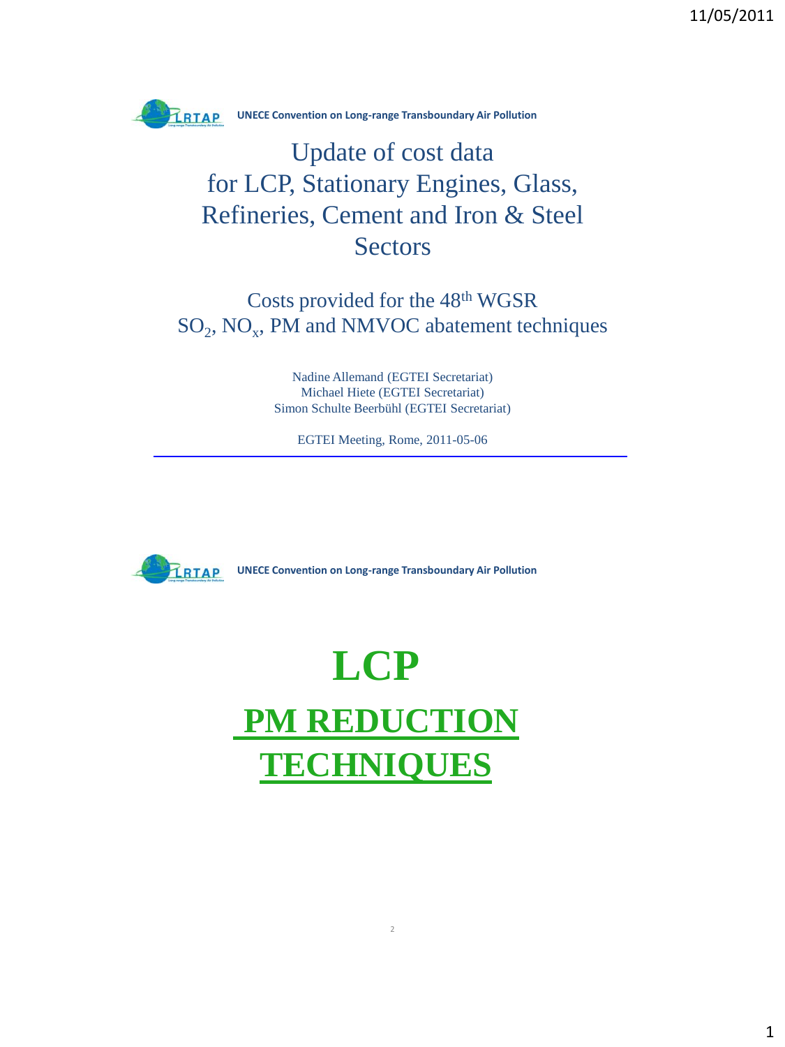UNECE Convention on Long-range Transboundary Air Pollution

# Update of cost data for LCP, Stationary Engines, Glass, Refineries, Cement and Iron & Steel Sectors

## Costs provided for the 48th WGSR $SO_2$, $NO_x$, PM and NMVOC abatement techniques

Nadine Allemand (EGTEI Secretariat)
Michael Hiete (EGTEI Secretariat)
Simon Schulte Beerbühl (EGTEI Secretariat)

EGTEI Meeting, Rome, 2011-05-06

---

UNECE Convention on Long-range Transboundary Air Pollution

# LCP

# PM REDUCTION TECHNIQUES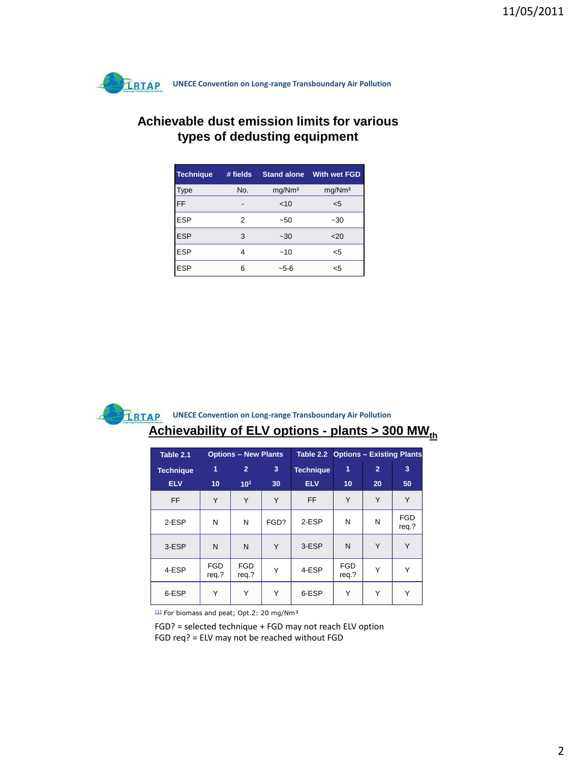UNECE Convention on Long-range Transboundary Air Pollution

## Achievable dust emission limits for various types of dedusting equipment

| Technique | # fields | Stand alone | With wet FGD |
|---|---|---|---|
| Type | No. | mg/Nm³ | mg/Nm³ |
| FF | - | <10 | <5 |
| ESP | 2 | ~50 | ~30 |
| ESP | 3 | ~30 | <20 |
| ESP | 4 | ~10 | <5 |
| ESP | 6 | ~5-6 | <5 |

UNECE Convention on Long-range Transboundary Air Pollution

## Achievability of ELV options - plants > 300 $MW_{th}$

| Table 2.1 | Options – New Plants | | | Table 2.2 | Options – Existing Plants | | |
|---|---|---|---|---|---|---|---|
| Technique | 1 | 2 | 3 | Technique | 1 | 2 | 3 |
| ELV | 10 | 10[1] | 30 | ELV | 10 | 20 | 50 |
| FF | Y | Y | Y | FF | Y | Y | Y |
| 2-ESP | N | N | FGD? | 2-ESP | N | N | FGD req.? |
| 3-ESP | N | N | Y | 3-ESP | N | Y | Y |
| 4-ESP | FGD req.? | FGD req.? | Y | 4-ESP | FGD req.? | Y | Y |
| 6-ESP | Y | Y | Y | 6-ESP | Y | Y | Y |

[1] For biomass and peat; Opt.2: 20 mg/Nm³

FGD? = selected technique + FGD may not reach ELV option
FGD req? = ELV may not be reached without FGD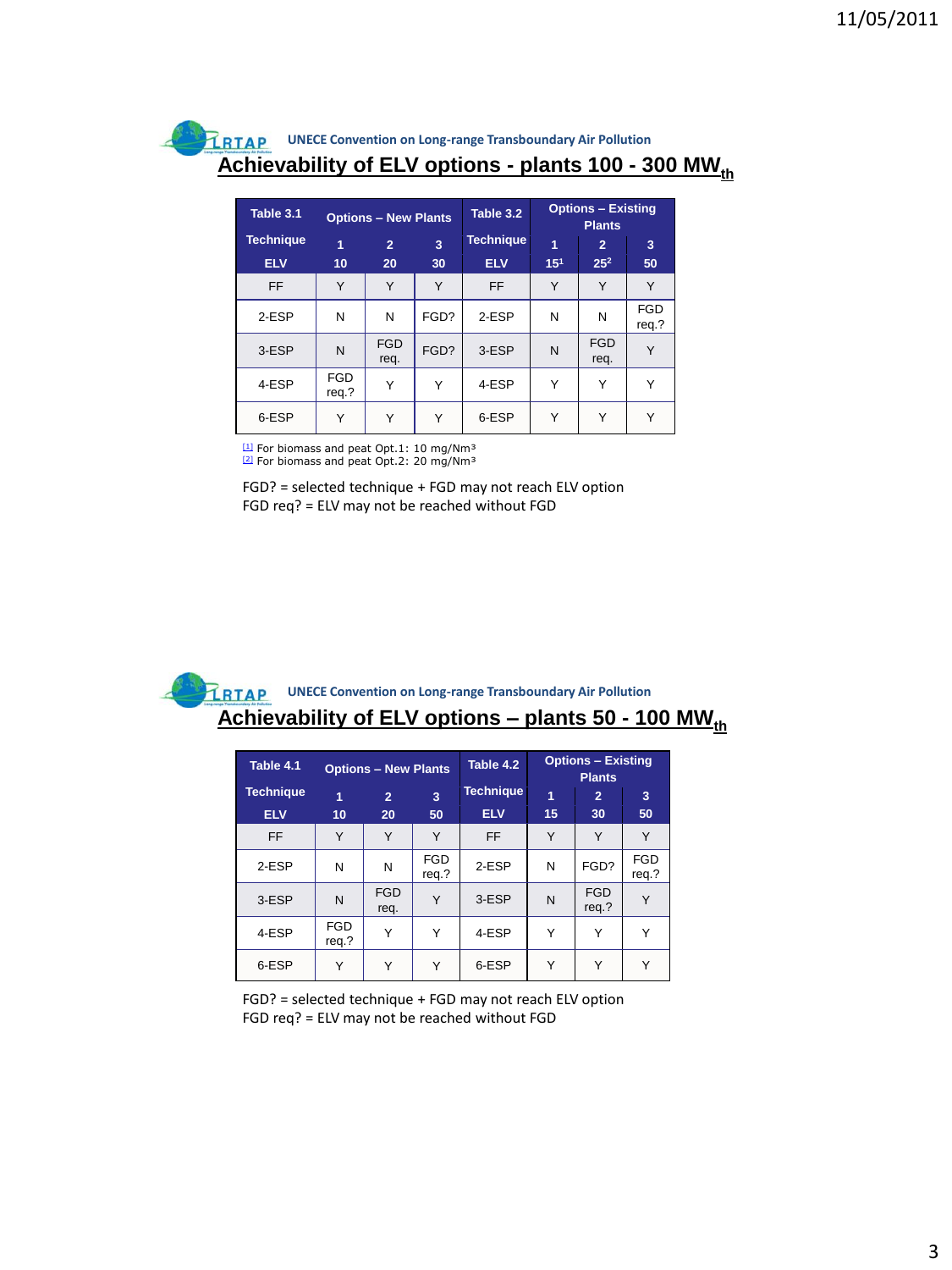UNECE Convention on Long-range Transboundary Air Pollution

## Achievability of ELV options - plants 100 - 300 $MW_{th}$

| Table 3.1 | Options – New Plants | | | Table 3.2 | Options – Existing Plants | | |
|---|---|---|---|---|---|---|---|
| Technique | 1 | 2 | 3 | Technique | 1 | 2 | 3 |
| ELV | 10 | 20 | 30 | ELV | 15[1] | 25[2] | 50 |
| FF | Y | Y | Y | FF | Y | Y | Y |
| 2-ESP | N | N | FGD? | 2-ESP | N | N | FGD req.? |
| 3-ESP | N | FGD req. | FGD? | 3-ESP | N | FGD req. | Y |
| 4-ESP | FGD req.? | Y | Y | 4-ESP | Y | Y | Y |
| 6-ESP | Y | Y | Y | 6-ESP | Y | Y | Y |

[1] For biomass and peat Opt.1: 10 mg/Nm³
[2] For biomass and peat Opt.2: 20 mg/Nm³

FGD? = selected technique + FGD may not reach ELV option
FGD req? = ELV may not be reached without FGD

UNECE Convention on Long-range Transboundary Air Pollution

## Achievability of ELV options – plants 50 - 100 $MW_{th}$

| Table 4.1 | Options – New Plants | | | Table 4.2 | Options – Existing Plants | | |
|---|---|---|---|---|---|---|---|
| Technique | 1 | 2 | 3 | Technique | 1 | 2 | 3 |
| ELV | 10 | 20 | 50 | ELV | 15 | 30 | 50 |
| FF | Y | Y | Y | FF | Y | Y | Y |
| 2-ESP | N | N | FGD req.? | 2-ESP | N | FGD? | FGD req.? |
| 3-ESP | N | FGD req. | Y | 3-ESP | N | FGD req.? | Y |
| 4-ESP | FGD req.? | Y | Y | 4-ESP | Y | Y | Y |
| 6-ESP | Y | Y | Y | 6-ESP | Y | Y | Y |

FGD? = selected technique + FGD may not reach ELV option
FGD req? = ELV may not be reached without FGD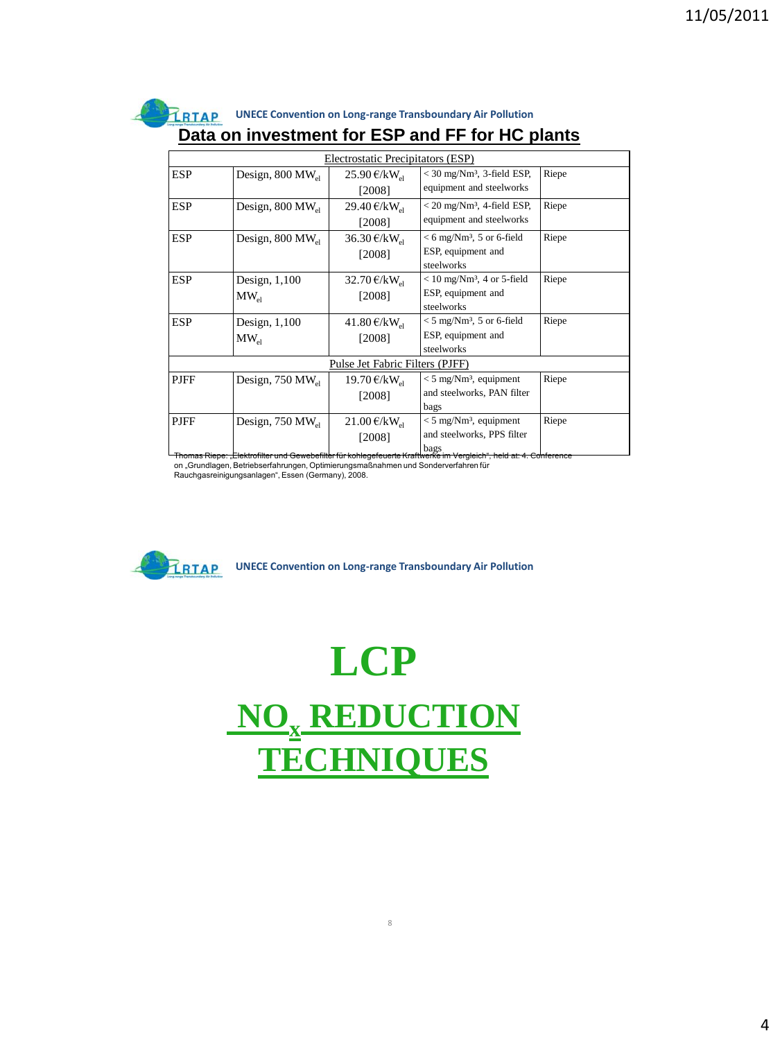UNECE Convention on Long-range Transboundary Air Pollution

## Data on investment for ESP and FF for HC plants

| Electrostatic Precipitators (ESP) | | | | |
|---|---|---|---|---|
| ESP | Design, 800 $MW_{el}$ | 25.90 €/$kW_{el}$ [2008] | < 30 mg/Nm³, 3-field ESP, equipment and steelworks | Riepe |
| ESP | Design, 800 $MW_{el}$ | 29.40 €/$kW_{el}$ [2008] | < 20 mg/Nm³, 4-field ESP, equipment and steelworks | Riepe |
| ESP | Design, 800 $MW_{el}$ | 36.30 €/$kW_{el}$ [2008] | < 6 mg/Nm³, 5 or 6-field ESP, equipment and steelworks | Riepe |
| ESP | Design, 1,100 $MW_{el}$ | 32.70 €/$kW_{el}$ [2008] | < 10 mg/Nm³, 4 or 5-field ESP, equipment and steelworks | Riepe |
| ESP | Design, 1,100 $MW_{el}$ | 41.80 €/$kW_{el}$ [2008] | < 5 mg/Nm³, 5 or 6-field ESP, equipment and steelworks | Riepe |
| Pulse Jet Fabric Filters (PJFF) | | | | |
| PJFF | Design, 750 $MW_{el}$ | 19.70 €/$kW_{el}$ [2008] | < 5 mg/Nm³, equipment and steelworks, PAN filter bags | Riepe |
| PJFF | Design, 750 $MW_{el}$ | 21.00 €/$kW_{el}$ [2008] | < 5 mg/Nm³, equipment and steelworks, PPS filter bags | Riepe |

Thomas Riepe: „Elektrofilter und Gewebefilter für kohlegefeuerte Kraftwerke im Vergleich", held at: 4. Conference on „Grundlagen, Betriebserfahrungen, Optimierungsmaßnahmen und Sonderverfahren für Rauchgasreinigungsanlagen", Essen (Germany), 2008.

UNECE Convention on Long-range Transboundary Air Pollution

# LCP

# $NO_x$ REDUCTION TECHNIQUES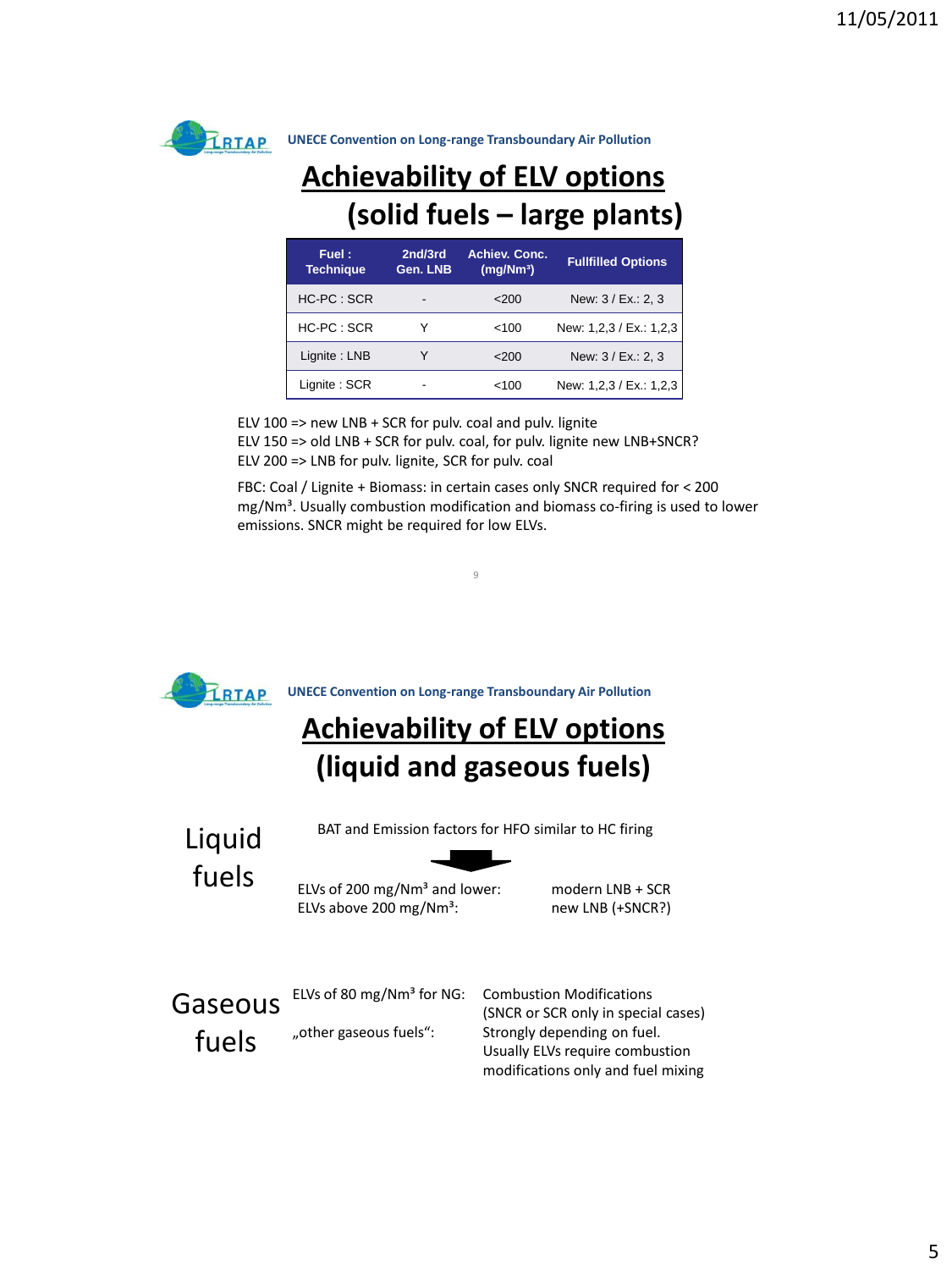UNECE Convention on Long-range Transboundary Air Pollution

# Achievability of ELV options (solid fuels – large plants)

| Fuel : Technique | 2nd/3rd Gen. LNB | Achiev. Conc. (mg/Nm³) | Fullfilled Options |
|---|---|---|---|
| HC-PC : SCR | - | <200 | New: 3 / Ex.: 2, 3 |
| HC-PC : SCR | Y | <100 | New: 1,2,3 / Ex.: 1,2,3 |
| Lignite : LNB | Y | <200 | New: 3 / Ex.: 2, 3 |
| Lignite : SCR | - | <100 | New: 1,2,3 / Ex.: 1,2,3 |

ELV 100 => new LNB + SCR for pulv. coal and pulv. lignite
ELV 150 => old LNB + SCR for pulv. coal, for pulv. lignite new LNB+SNCR?
ELV 200 => LNB for pulv. lignite, SCR for pulv. coal

FBC: Coal / Lignite + Biomass: in certain cases only SNCR required for < 200 mg/Nm³. Usually combustion modification and biomass co-firing is used to lower emissions. SNCR might be required for low ELVs.

UNECE Convention on Long-range Transboundary Air Pollution

# Achievability of ELV options (liquid and gaseous fuels)

## Liquid fuels

BAT and Emission factors for HFO similar to HC firing

| | |
|---|---|
| ELVs of 200 mg/Nm³ and lower: | modern LNB + SCR |
| ELVs above 200 mg/Nm³: | new LNB (+SNCR?) |

## Gaseous fuels

| | |
|---|---|
| ELVs of 80 mg/Nm³ for NG: | Combustion Modifications (SNCR or SCR only in special cases) |
| „other gaseous fuels“: | Strongly depending on fuel. Usually ELVs require combustion modifications only and fuel mixing |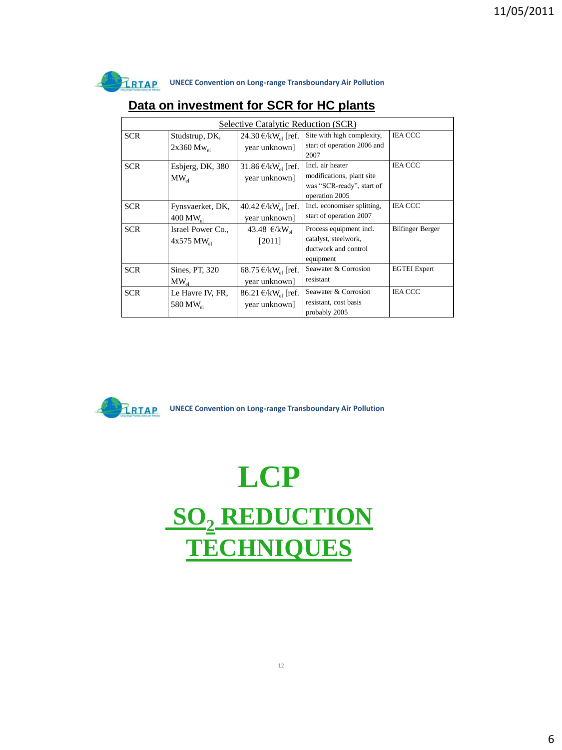UNECE Convention on Long-range Transboundary Air Pollution

## Data on investment for SCR for HC plants

| Selective Catalytic Reduction (SCR) | | | | |
|---|---|---|---|---|
| SCR | Studstrup, DK, 2x360 $Mw_{el}$ | 24.30 €/$kW_{el}$ [ref. year unknown] | Site with high complexity, start of operation 2006 and 2007 | IEA CCC |
| SCR | Esbjerg, DK, 380 $MW_{el}$ | 31.86 €/$kW_{el}$ [ref. year unknown] | Incl. air heater modifications, plant site was "SCR-ready", start of operation 2005 | IEA CCC |
| SCR | Fynsvaerket, DK, 400 $MW_{el}$ | 40.42 €/$kW_{el}$ [ref. year unknown] | Incl. economiser splitting, start of operation 2007 | IEA CCC |
| SCR | Israel Power Co., 4x575 $MW_{el}$ | 43.48 €/$kW_{el}$ [2011] | Process equipment incl. catalyst, steelwork, ductwork and control equipment | Bilfinger Berger |
| SCR | Sines, PT, 320 $MW_{el}$ | 68.75 €/$kW_{el}$ [ref. year unknown] | Seawater & Corrosion resistant | EGTEI Expert |
| SCR | Le Havre IV, FR, 580 $MW_{el}$ | 86.21 €/$kW_{el}$ [ref. year unknown] | Seawater & Corrosion resistant, cost basis probably 2005 | IEA CCC |

UNECE Convention on Long-range Transboundary Air Pollution

# LCP

# $SO_2$ REDUCTION TECHNIQUES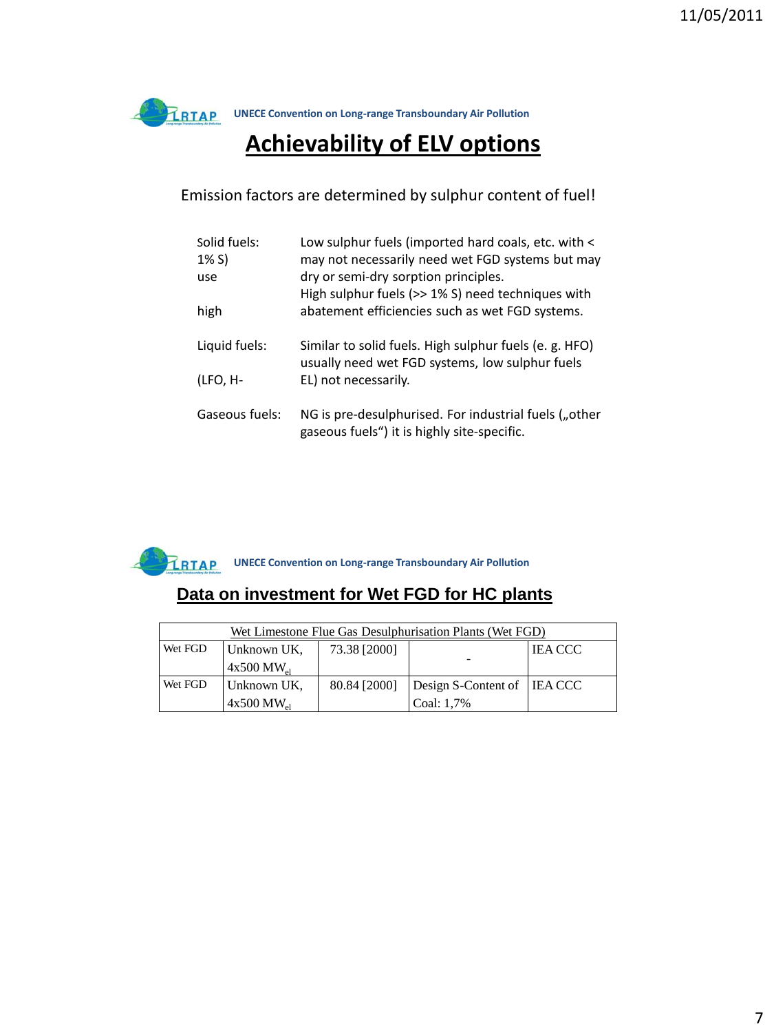UNECE Convention on Long-range Transboundary Air Pollution

# Achievability of ELV options

Emission factors are determined by sulphur content of fuel!

Solid fuels: Low sulphur fuels (imported hard coals, etc. with < 1% S) may not necessarily need wet FGD systems but may use dry or semi-dry sorption principles.
High sulphur fuels (>> 1% S) need techniques with high abatement efficiencies such as wet FGD systems.

Liquid fuels: Similar to solid fuels. High sulphur fuels (e. g. HFO) usually need wet FGD systems, low sulphur fuels (LFO, H-EL) not necessarily.

Gaseous fuels: NG is pre-desulphurised. For industrial fuels („other gaseous fuels“) it is highly site-specific.

UNECE Convention on Long-range Transboundary Air Pollution

# Data on investment for Wet FGD for HC plants

| Wet Limestone Flue Gas Desulphurisation Plants (Wet FGD) | | | | |
|---|---|---|---|---|
| Wet FGD | Unknown UK, 4x500 $MW_{el}$ | 73.38 [2000] | - | IEA CCC |
| Wet FGD | Unknown UK, 4x500 $MW_{el}$ | 80.84 [2000] | Design S-Content of Coal: 1,7% | IEA CCC |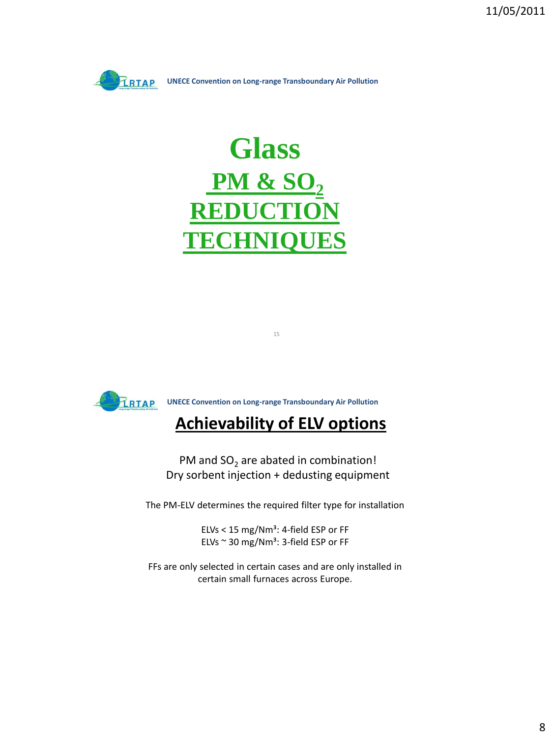UNECE Convention on Long-range Transboundary Air Pollution

# Glass

## PM & $SO_2$ REDUCTION TECHNIQUES

UNECE Convention on Long-range Transboundary Air Pollution

## Achievability of ELV options

PM and $SO_2$ are abated in combination!
Dry sorbent injection + dedusting equipment

The PM-ELV determines the required filter type for installation

ELVs < 15 mg/Nm³: 4-field ESP or FF
ELVs ~ 30 mg/Nm³: 3-field ESP or FF

FFs are only selected in certain cases and are only installed in certain small furnaces across Europe.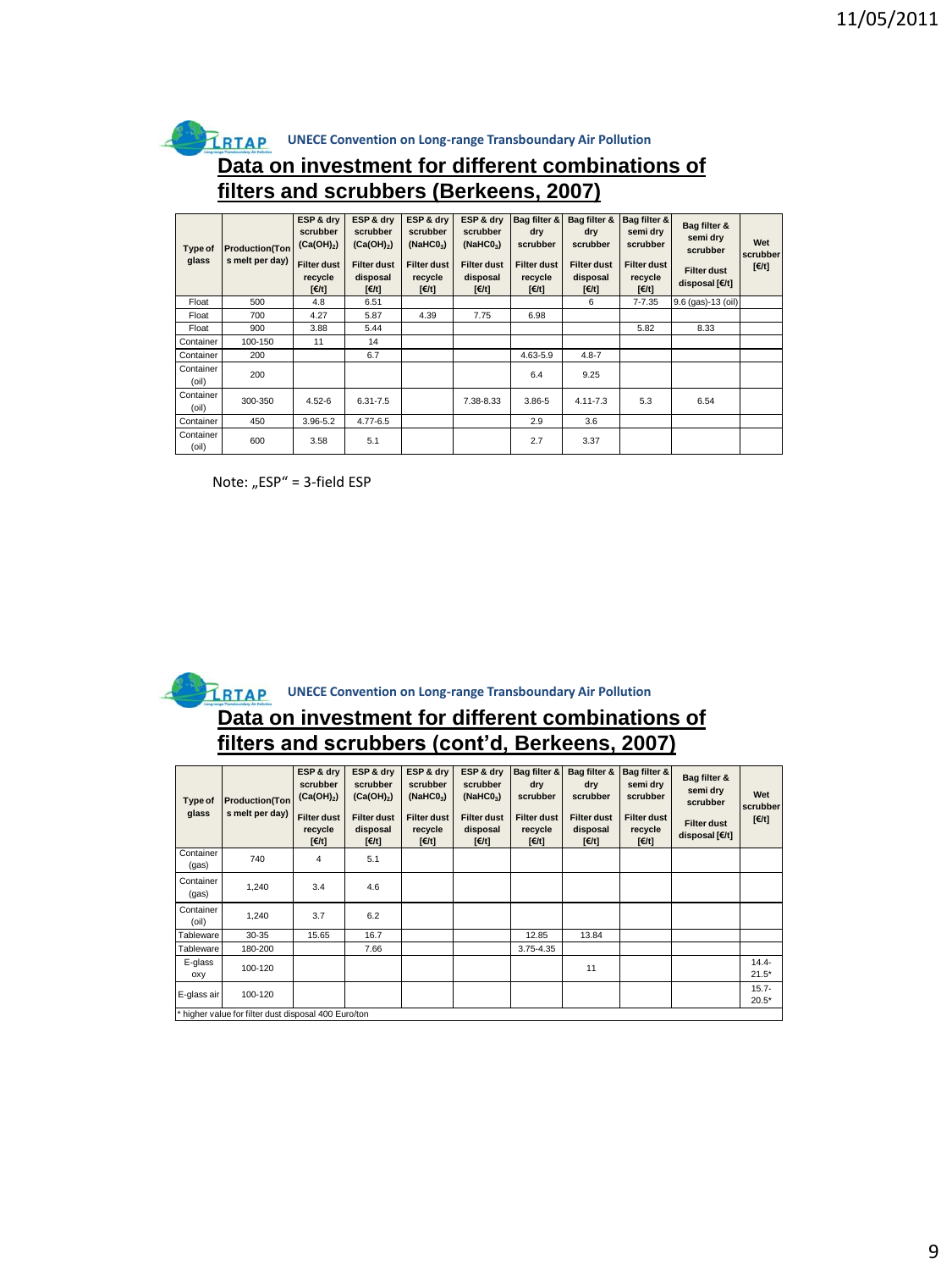UNECE Convention on Long-range Transboundary Air Pollution

## Data on investment for different combinations of filters and scrubbers (Berkeens, 2007)

| Type of glass | Production(Tons melt per day) | ESP & dry scrubber ($Ca(OH)_2$) Filter dust recycle [€/t] | ESP & dry scrubber ($Ca(OH)_2$) Filter dust disposal [€/t] | ESP & dry scrubber ($NaHCO_3$) Filter dust recycle [€/t] | ESP & dry scrubber ($NaHCO_3$) Filter dust disposal [€/t] | Bag filter & dry scrubber Filter dust recycle [€/t] | Bag filter & dry scrubber Filter dust disposal [€/t] | Bag filter & semi dry scrubber Filter dust recycle [€/t] | Bag filter & semi dry scrubber Filter dust disposal [€/t] | Wet scrubber [€/t] |
|---|---|---|---|---|---|---|---|---|---|---|
| Float | 500 | 4.8 | 6.51 | | | | 6 | 7-7.35 | 9.6 (gas)-13 (oil) | |
| Float | 700 | 4.27 | 5.87 | 4.39 | 7.75 | 6.98 | | | | |
| Float | 900 | 3.88 | 5.44 | | | | | 5.82 | 8.33 | |
| Container | 100-150 | 11 | 14 | | | | | | | |
| Container | 200 | | 6.7 | | | 4.63-5.9 | 4.8-7 | | | |
| Container (oil) | 200 | | | | | 6.4 | 9.25 | | | |
| Container (oil) | 300-350 | 4.52-6 | 6.31-7.5 | | 7.38-8.33 | 3.86-5 | 4.11-7.3 | 5.3 | 6.54 | |
| Container | 450 | 3.96-5.2 | 4.77-6.5 | | | 2.9 | 3.6 | | | |
| Container (oil) | 600 | 3.58 | 5.1 | | | 2.7 | 3.37 | | | |

Note: „ESP" = 3-field ESP

UNECE Convention on Long-range Transboundary Air Pollution

## Data on investment for different combinations of filters and scrubbers (cont'd, Berkeens, 2007)

| Type of glass | Production(Tons melt per day) | ESP & dry scrubber ($Ca(OH)_2$) Filter dust recycle [€/t] | ESP & dry scrubber ($Ca(OH)_2$) Filter dust disposal [€/t] | ESP & dry scrubber ($NaHCO_3$) Filter dust recycle [€/t] | ESP & dry scrubber ($NaHCO_3$) Filter dust disposal [€/t] | Bag filter & dry scrubber Filter dust recycle [€/t] | Bag filter & dry scrubber Filter dust disposal [€/t] | Bag filter & semi dry scrubber Filter dust recycle [€/t] | Bag filter & semi dry scrubber Filter dust disposal [€/t] | Wet scrubber [€/t] |
|---|---|---|---|---|---|---|---|---|---|---|
| Container (gas) | 740 | 4 | 5.1 | | | | | | | |
| Container (gas) | 1,240 | 3.4 | 4.6 | | | | | | | |
| Container (oil) | 1,240 | 3.7 | 6.2 | | | | | | | |
| Tableware | 30-35 | 15.65 | 16.7 | | | 12.85 | 13.84 | | | |
| Tableware | 180-200 | | 7.66 | | | 3.75-4.35 | | | | |
| E-glass oxy | 100-120 | | | | | | 11 | | | 14.4-21.5* |
| E-glass air | 100-120 | | | | | | | | | 15.7-20.5* |

\* higher value for filter dust disposal 400 Euro/ton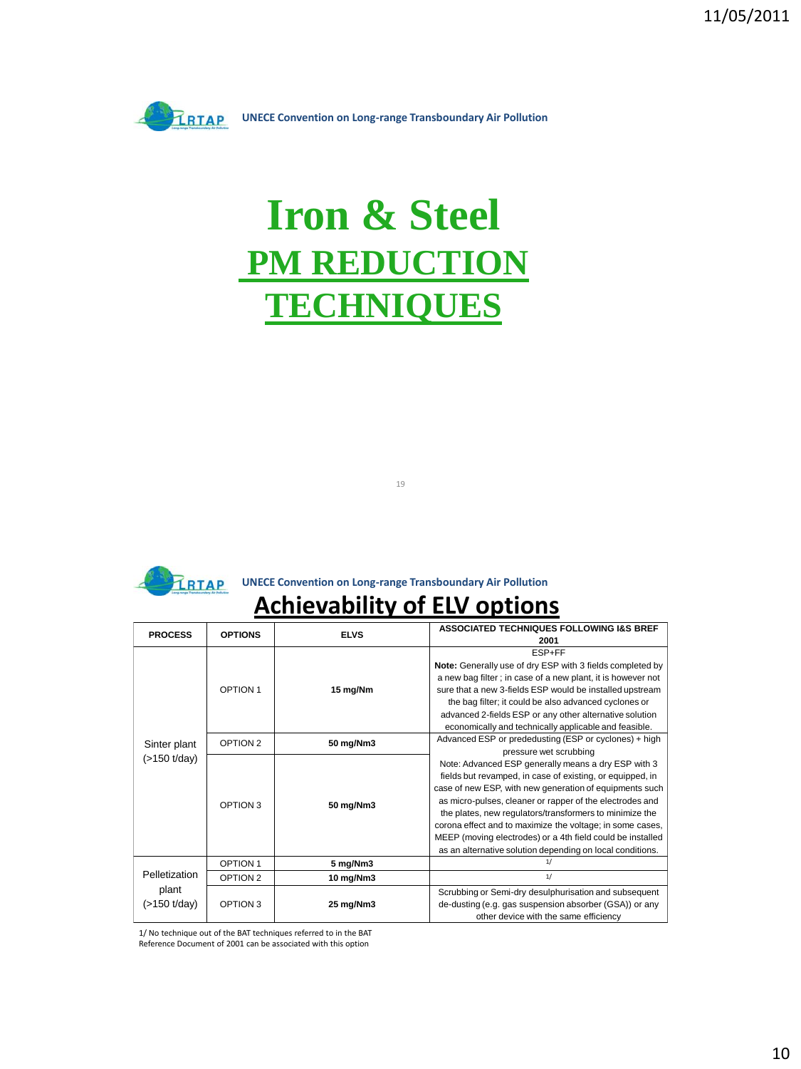UNECE Convention on Long-range Transboundary Air Pollution

# Iron & Steel PM REDUCTION TECHNIQUES

UNECE Convention on Long-range Transboundary Air Pollution

## Achievability of ELV options

| PROCESS | OPTIONS | ELVS | ASSOCIATED TECHNIQUES FOLLOWING I&S BREF 2001 |
|---|---|---|---|
| Sinter plant (>150 t/day) | OPTION 1 | 15 mg/Nm | ESP+FF<br>**Note:** Generally use of dry ESP with 3 fields completed by a new bag filter ; in case of a new plant, it is however not sure that a new 3-fields ESP would be installed upstream the bag filter; it could be also advanced cyclones or advanced 2-fields ESP or any other alternative solution economically and technically applicable and feasible. |
| | OPTION 2 | 50 mg/Nm3 | Advanced ESP or prededusting (ESP or cyclones) + high pressure wet scrubbing<br>Note: Advanced ESP generally means a dry ESP with 3 fields but revamped, in case of existing, or equipped, in case of new ESP, with new generation of equipments such as micro-pulses, cleaner or rapper of the electrodes and the plates, new regulators/transformers to minimize the corona effect and to maximize the voltage; in some cases, MEEP (moving electrodes) or a 4th field could be installed as an alternative solution depending on local conditions. |
| | OPTION 3 | 50 mg/Nm3 | |
| Pelletization plant (>150 t/day) | OPTION 1 | 5 mg/Nm3 | 1/ |
| | OPTION 2 | 10 mg/Nm3 | 1/ |
| | OPTION 3 | 25 mg/Nm3 | Scrubbing or Semi-dry desulphurisation and subsequent de-dusting (e.g. gas suspension absorber (GSA)) or any other device with the same efficiency |

1/ No technique out of the BAT techniques referred to in the BAT Reference Document of 2001 can be associated with this option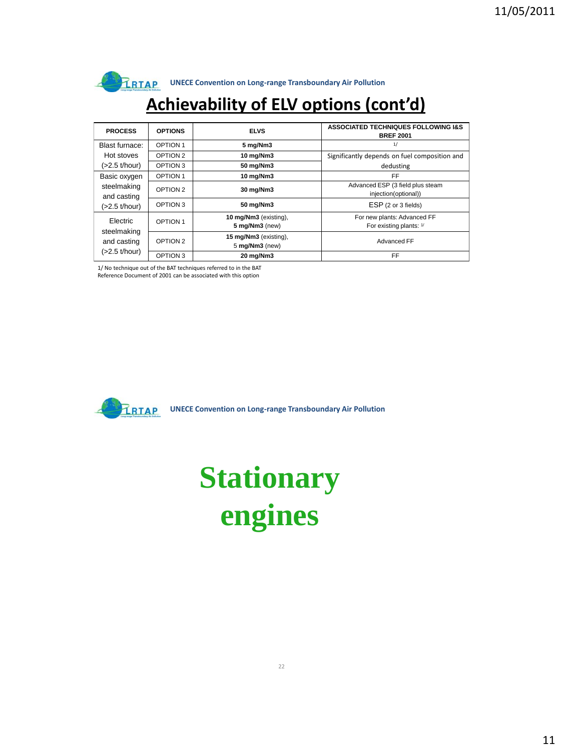UNECE Convention on Long-range Transboundary Air Pollution

# Achievability of ELV options (cont'd)

| PROCESS | OPTIONS | ELVS | ASSOCIATED TECHNIQUES FOLLOWING I&S BREF 2001 |
|---|---|---|---|
| Blast furnace: Hot stoves (>2.5 t/hour) | OPTION 1 | **5 mg/Nm3** | 1/ |
| | OPTION 2 | **10 mg/Nm3** | Significantly depends on fuel composition and dedusting |
| | OPTION 3 | **50 mg/Nm3** | |
| Basic oxygen steelmaking and casting (>2.5 t/hour) | OPTION 1 | **10 mg/Nm3** | FF |
| | OPTION 2 | **30 mg/Nm3** | Advanced ESP (3 field plus steam injection(optional)) |
| | OPTION 3 | **50 mg/Nm3** | ESP (2 or 3 fields) |
| Electric steelmaking and casting (>2.5 t/hour) | OPTION 1 | **10 mg/Nm3** (existing), **5 mg/Nm3** (new) | For new plants: Advanced FF For existing plants: 1/ |
| | OPTION 2 | **15 mg/Nm3** (existing), 5 **mg/Nm3** (new) | Advanced FF |
| | OPTION 3 | **20 mg/Nm3** | FF |

1/ No technique out of the BAT techniques referred to in the BAT Reference Document of 2001 can be associated with this option

UNECE Convention on Long-range Transboundary Air Pollution

# Stationary engines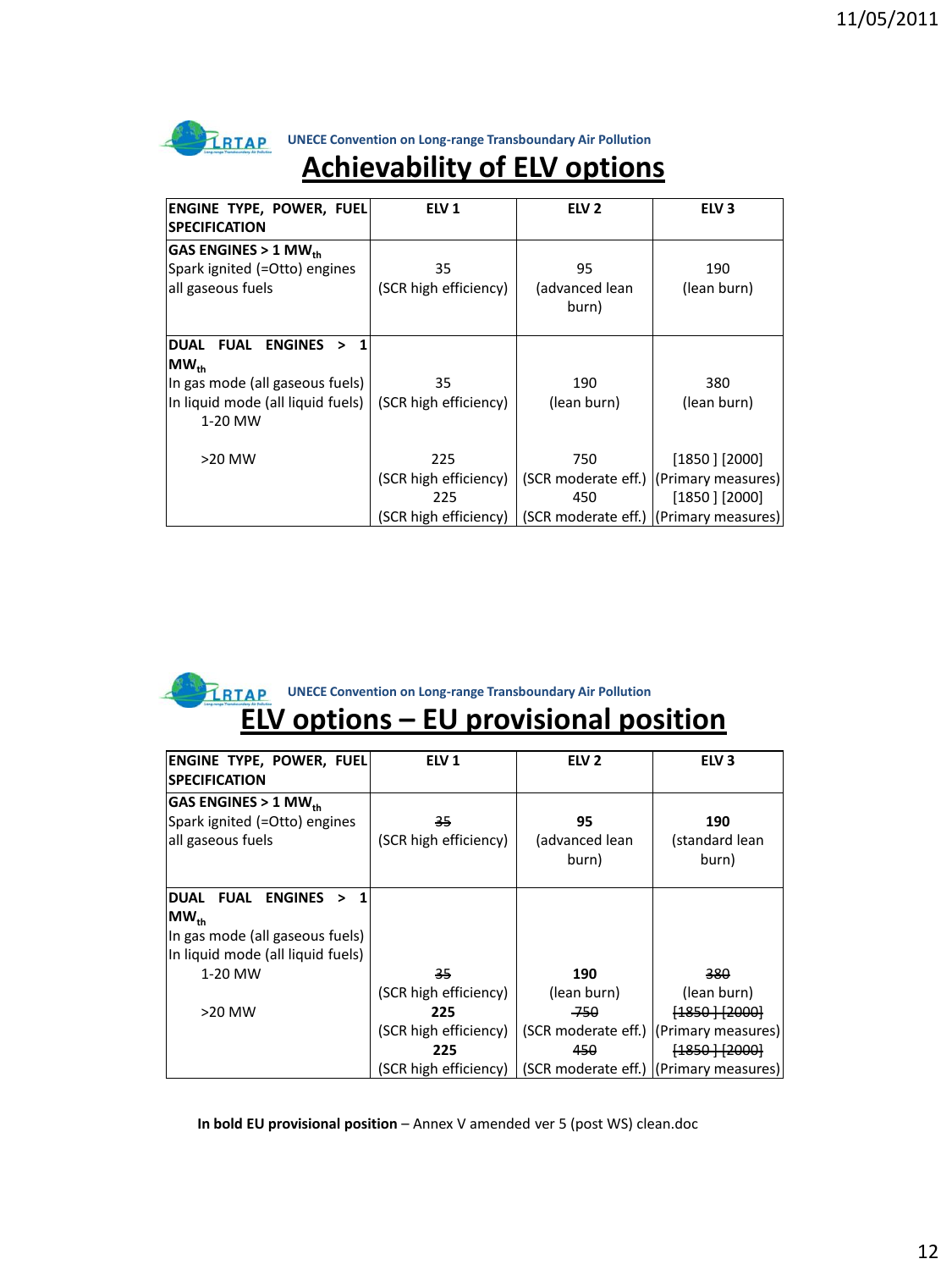UNECE Convention on Long-range Transboundary Air Pollution

# Achievability of ELV options

| ENGINE TYPE, POWER, FUEL SPECIFICATION | ELV 1 | ELV 2 | ELV 3 |
|---|---|---|---|
| GAS ENGINES > 1 $MW_{th}$<br>Spark ignited (=Otto) engines all gaseous fuels | 35<br>(SCR high efficiency) | 95<br>(advanced lean burn) | 190<br>(lean burn) |
| DUAL FUAL ENGINES > 1 $MW_{th}$<br>In gas mode (all gaseous fuels)<br>In liquid mode (all liquid fuels)<br>1-20 MW | 35<br>(SCR high efficiency) | 190<br>(lean burn) | 380<br>(lean burn) |
| >20 MW | 225<br>(SCR high efficiency)<br>225<br>(SCR high efficiency) | 750<br>(SCR moderate eff.)<br>450<br>(SCR moderate eff.) | [1850 ] [2000]<br>(Primary measures)<br>[1850 ] [2000]<br>(Primary measures) |

UNECE Convention on Long-range Transboundary Air Pollution

# ELV options – EU provisional position

| ENGINE TYPE, POWER, FUEL SPECIFICATION | ELV 1 | ELV 2 | ELV 3 |
|---|---|---|---|
| GAS ENGINES > 1 $MW_{th}$<br>Spark ignited (=Otto) engines all gaseous fuels | ~~35~~<br>(SCR high efficiency) | **95**<br>(advanced lean burn) | **190**<br>(standard lean burn) |
| DUAL FUAL ENGINES > 1 $MW_{th}$<br>In gas mode (all gaseous fuels)<br>In liquid mode (all liquid fuels)<br>1-20 MW | ~~35~~<br>(SCR high efficiency) | **190**<br>(lean burn) | ~~380~~<br>(lean burn) |
| >20 MW | **225**<br>(SCR high efficiency)<br>**225**<br>(SCR high efficiency) | ~~750~~<br>(SCR moderate eff.)<br>~~450~~<br>(SCR moderate eff.) | ~~[1850 ] [2000]~~<br>(Primary measures)<br>~~[1850 ] [2000]~~<br>(Primary measures) |

**In bold EU provisional position** – Annex V amended ver 5 (post WS) clean.doc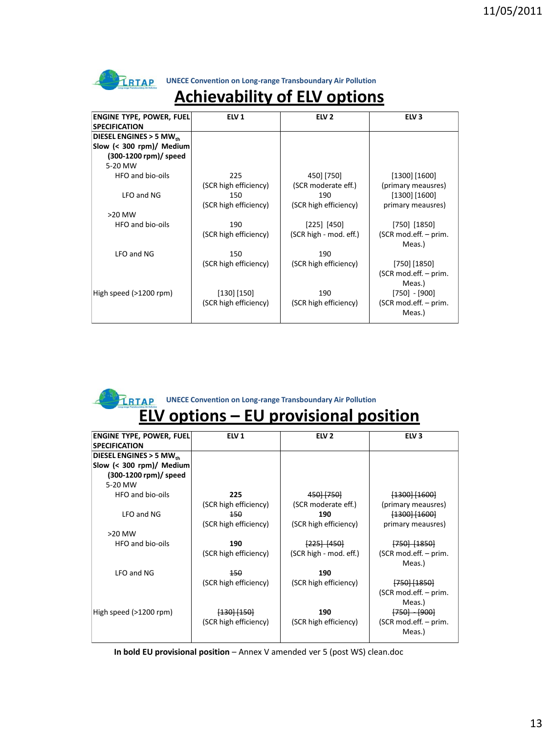UNECE Convention on Long-range Transboundary Air Pollution

# Achievability of ELV options

| ENGINE TYPE, POWER, FUEL SPECIFICATION | ELV 1 | ELV 2 | ELV 3 |
|---|---|---|---|
| DIESEL ENGINES > 5 $MW_{th}$ Slow (< 300 rpm)/ Medium (300-1200 rpm)/ speed | | | |
| 5-20 MW | | | |
| HFO and bio-oils | 225 (SCR high efficiency) | 450] [750] (SCR moderate eff.) | [1300] [1600] (primary meausres) |
| LFO and NG | 150 (SCR high efficiency) | 190 (SCR high efficiency) | [1300] [1600] primary meausres) |
| >20 MW | | | |
| HFO and bio-oils | 190 (SCR high efficiency) | [225] [450] (SCR high - mod. eff.) | [750] [1850] (SCR mod.eff. – prim. Meas.) |
| LFO and NG | 150 (SCR high efficiency) | 190 (SCR high efficiency) | [750] [1850] (SCR mod.eff. – prim. Meas.) |
| High speed (>1200 rpm) | [130] [150] (SCR high efficiency) | 190 (SCR high efficiency) | [750] - [900] (SCR mod.eff. – prim. Meas.) |

UNECE Convention on Long-range Transboundary Air Pollution

# ELV options – EU provisional position

| ENGINE TYPE, POWER, FUEL SPECIFICATION | ELV 1 | ELV 2 | ELV 3 |
|---|---|---|---|
| DIESEL ENGINES > 5 $MW_{th}$ Slow (< 300 rpm)/ Medium (300-1200 rpm)/ speed | | | |
| 5-20 MW | | | |
| HFO and bio-oils | **225** (SCR high efficiency) | ~~450] [750]~~ (SCR moderate eff.) | ~~[1300] [1600]~~ (primary meausres) |
| LFO and NG | ~~150~~ (SCR high efficiency) | **190** (SCR high efficiency) | ~~[1300] [1600]~~ primary meausres) |
| >20 MW | | | |
| HFO and bio-oils | **190** (SCR high efficiency) | ~~[225] [450]~~ (SCR high - mod. eff.) | ~~[750] [1850]~~ (SCR mod.eff. – prim. Meas.) |
| LFO and NG | ~~150~~ (SCR high efficiency) | **190** (SCR high efficiency) | ~~[750] [1850]~~ (SCR mod.eff. – prim. Meas.) |
| High speed (>1200 rpm) | ~~[130] [150]~~ (SCR high efficiency) | **190** (SCR high efficiency) | ~~[750] - [900]~~ (SCR mod.eff. – prim. Meas.) |

**In bold EU provisional position** – Annex V amended ver 5 (post WS) clean.doc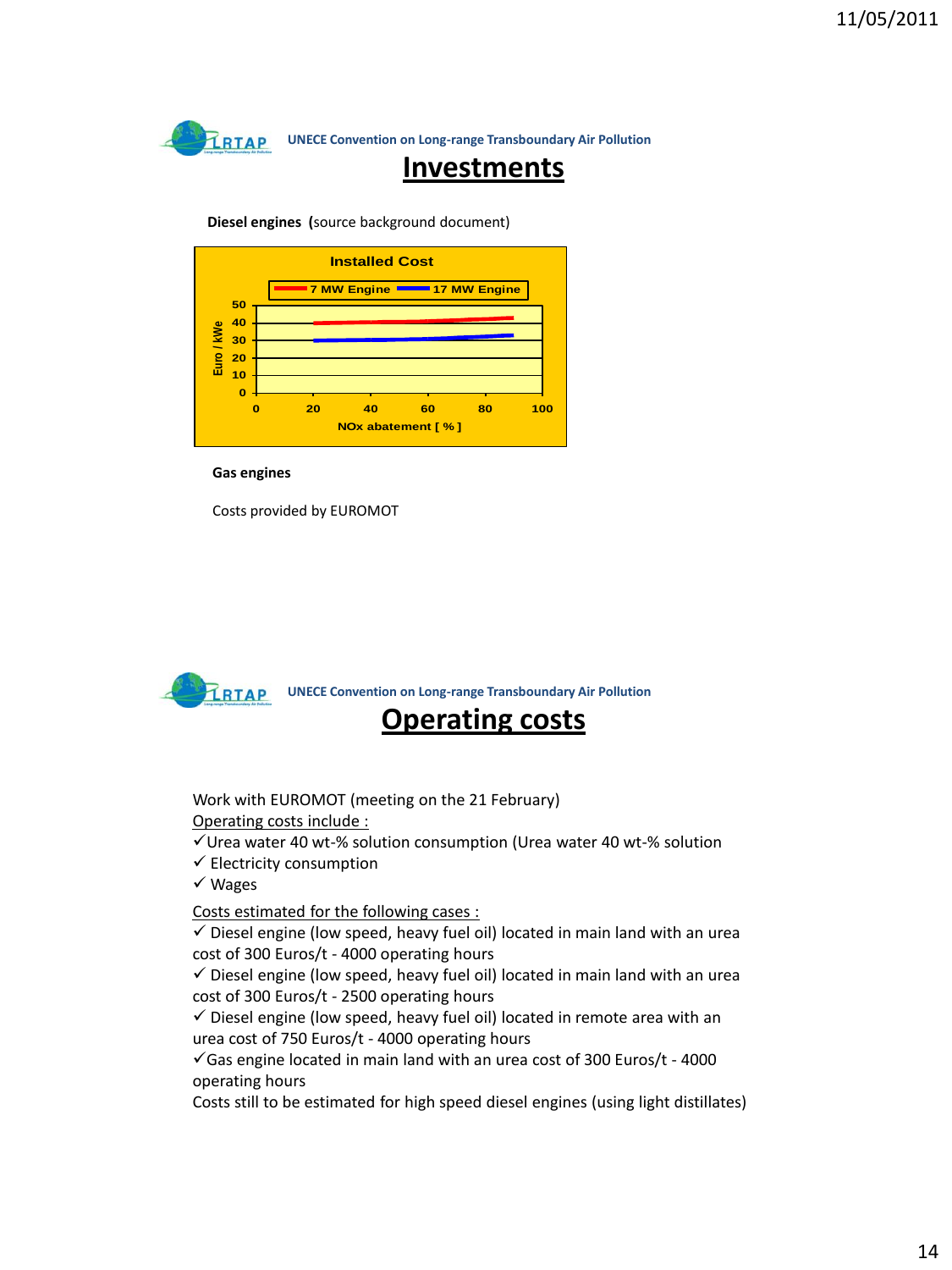UNECE Convention on Long-range Transboundary Air Pollution

# Investments

**Diesel engines** (source background document)

Installed Cost

7 MW Engine | 17 MW Engine

Euro / kWe

NOx abatement [ % ]

**Gas engines**

Costs provided by EUROMOT

UNECE Convention on Long-range Transboundary Air Pollution

# Operating costs

Work with EUROMOT (meeting on the 21 February)

Operating costs include :

- ✓Urea water 40 wt-% solution consumption (Urea water 40 wt-% solution
- ✓ Electricity consumption
- ✓ Wages

Costs estimated for the following cases :

- ✓ Diesel engine (low speed, heavy fuel oil) located in main land with an urea cost of 300 Euros/t - 4000 operating hours
- ✓ Diesel engine (low speed, heavy fuel oil) located in main land with an urea cost of 300 Euros/t - 2500 operating hours
- ✓ Diesel engine (low speed, heavy fuel oil) located in remote area with an urea cost of 750 Euros/t - 4000 operating hours
- ✓Gas engine located in main land with an urea cost of 300 Euros/t - 4000 operating hours

Costs still to be estimated for high speed diesel engines (using light distillates)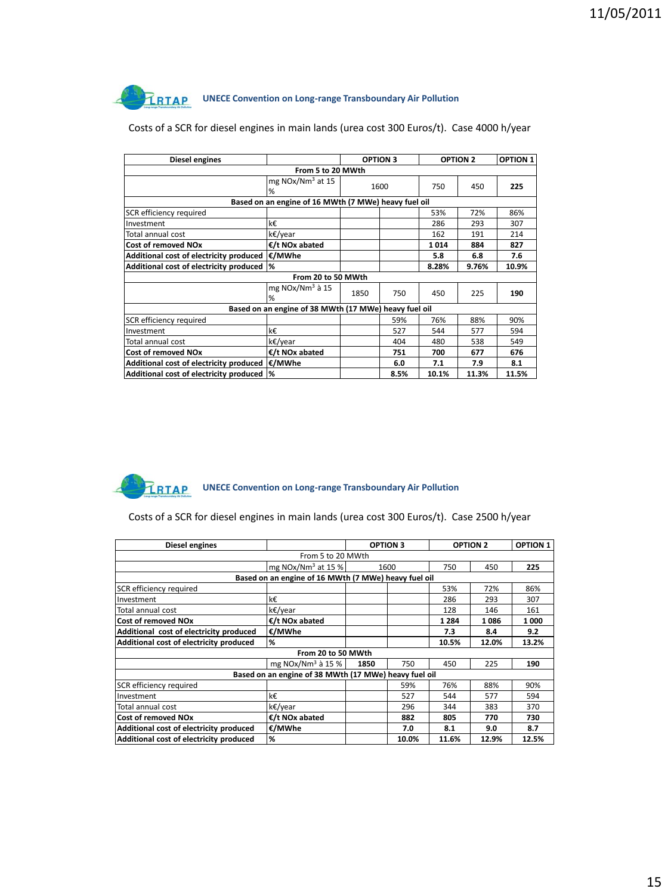UNECE Convention on Long-range Transboundary Air Pollution

Costs of a SCR for diesel engines in main lands (urea cost 300 Euros/t). Case 4000 h/year

| Diesel engines | | OPTION 3 | | OPTION 2 | | OPTION 1 |
|---|---|---|---|---|---|---|
| From 5 to 20 MWth | | | | | | |
| | mg NOx/Nm$^3$ at 15 % | 1600 | | 750 | 450 | **225** |
| Based on an engine of 16 MWth (7 MWe) heavy fuel oil | | | | | | |
| SCR efficiency required | | | | 53% | 72% | 86% |
| Investment | k€ | | | 286 | 293 | 307 |
| Total annual cost | k€/year | | | 162 | 191 | 214 |
| **Cost of removed NOx** | **€/t NOx abated** | | | **1 014** | **884** | **827** |
| **Additional cost of electricity produced** | **€/MWhe** | | | **5.8** | **6.8** | **7.6** |
| **Additional cost of electricity produced** | **%** | | | **8.28%** | **9.76%** | **10.9%** |
| From 20 to 50 MWth | | | | | | |
| | mg NOx/Nm$^3$ à 15 % | 1850 | 750 | 450 | 225 | **190** |
| Based on an engine of 38 MWth (17 MWe) heavy fuel oil | | | | | | |
| SCR efficiency required | | | 59% | 76% | 88% | 90% |
| Investment | k€ | | 527 | 544 | 577 | 594 |
| Total annual cost | k€/year | | 404 | 480 | 538 | 549 |
| **Cost of removed NOx** | **€/t NOx abated** | | **751** | **700** | **677** | **676** |
| **Additional cost of electricity produced** | **€/MWhe** | | **6.0** | **7.1** | **7.9** | **8.1** |
| **Additional cost of electricity produced** | **%** | | **8.5%** | **10.1%** | **11.3%** | **11.5%** |

UNECE Convention on Long-range Transboundary Air Pollution

Costs of a SCR for diesel engines in main lands (urea cost 300 Euros/t). Case 2500 h/year

| Diesel engines | | OPTION 3 | | OPTION 2 | | OPTION 1 |
|---|---|---|---|---|---|---|
| From 5 to 20 MWth | | | | | | |
| | mg NOx/Nm$^3$ at 15 % | 1600 | | 750 | 450 | **225** |
| Based on an engine of 16 MWth (7 MWe) heavy fuel oil | | | | | | |
| SCR efficiency required | | | | 53% | 72% | 86% |
| Investment | k€ | | | 286 | 293 | 307 |
| Total annual cost | k€/year | | | 128 | 146 | 161 |
| **Cost of removed NOx** | **€/t NOx abated** | | | **1 284** | **1 086** | **1 000** |
| **Additional cost of electricity produced** | **€/MWhe** | | | **7.3** | **8.4** | **9.2** |
| **Additional cost of electricity produced** | **%** | | | **10.5%** | **12.0%** | **13.2%** |
| From 20 to 50 MWth | | | | | | |
| | mg NOx/Nm$^3$ à 15 % | **1850** | 750 | 450 | 225 | **190** |
| Based on an engine of 38 MWth (17 MWe) heavy fuel oil | | | | | | |
| SCR efficiency required | | | 59% | 76% | 88% | 90% |
| Investment | k€ | | 527 | 544 | 577 | 594 |
| Total annual cost | k€/year | | 296 | 344 | 383 | 370 |
| **Cost of removed NOx** | **€/t NOx abated** | | **882** | **805** | **770** | **730** |
| **Additional cost of electricity produced** | **€/MWhe** | | **7.0** | **8.1** | **9.0** | **8.7** |
| **Additional cost of electricity produced** | **%** | | **10.0%** | **11.6%** | **12.9%** | **12.5%** |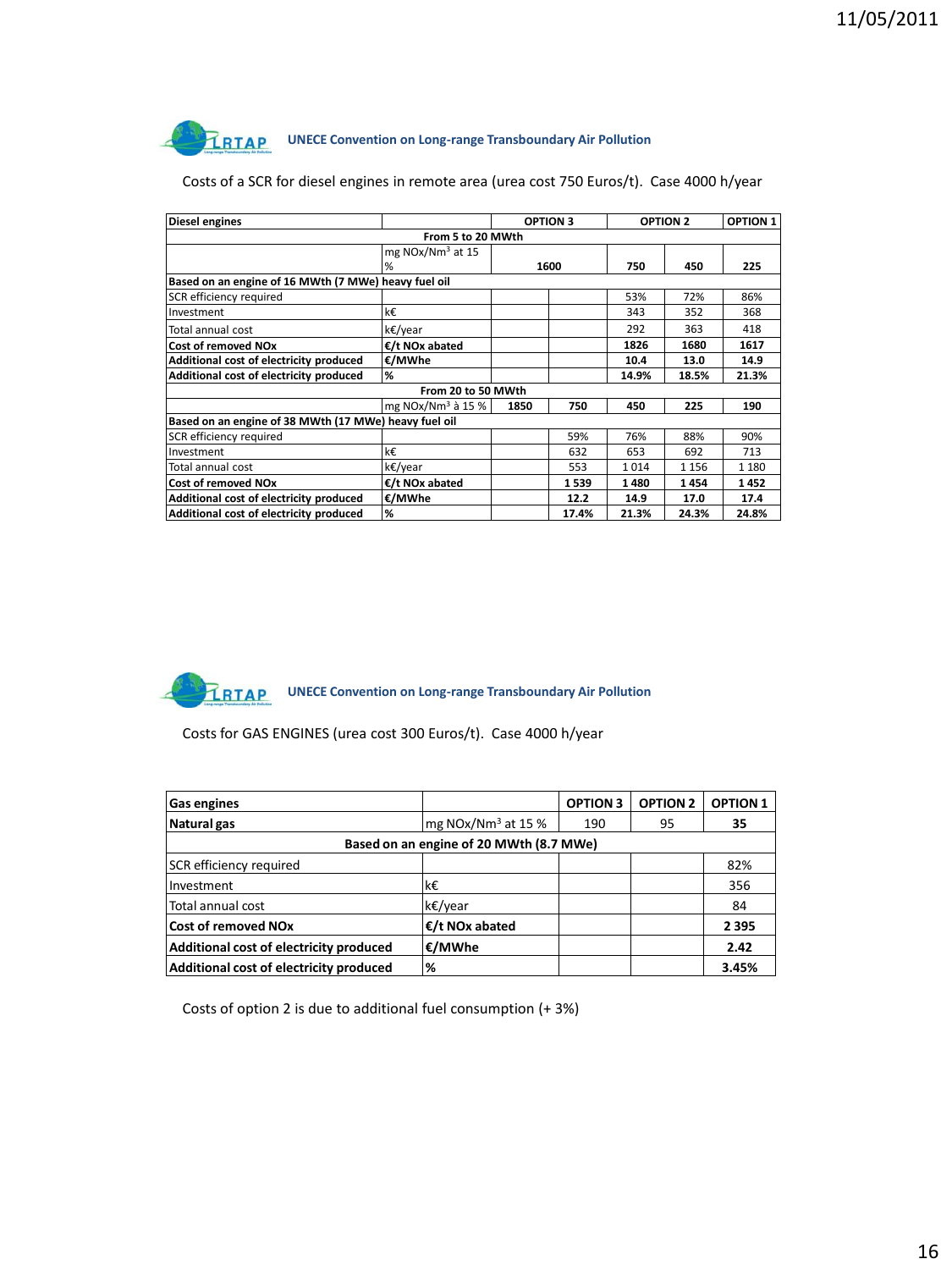## UNECE Convention on Long-range Transboundary Air Pollution

Costs of a SCR for diesel engines in remote area (urea cost 750 Euros/t). Case 4000 h/year

| **Diesel engines** | | **OPTION 3** | | **OPTION 2** | | **OPTION 1** |
|---|---|---|---|---|---|---|
| **From 5 to 20 MWth** | | | | | | |
| | mg NOx/Nm³ at 15 % | **1600** | | **750** | **450** | **225** |
| **Based on an engine of 16 MWth (7 MWe) heavy fuel oil** | | | | | | |
| SCR efficiency required | | | | 53% | 72% | 86% |
| Investment | k€ | | | 343 | 352 | 368 |
| Total annual cost | k€/year | | | 292 | 363 | 418 |
| **Cost of removed NOx** | **€/t NOx abated** | | | **1826** | **1680** | **1617** |
| **Additional cost of electricity produced** | **€/MWhe** | | | **10.4** | **13.0** | **14.9** |
| **Additional cost of electricity produced** | **%** | | | **14.9%** | **18.5%** | **21.3%** |
| **From 20 to 50 MWth** | | | | | | |
| | mg NOx/Nm³ à 15 % | **1850** | **750** | **450** | **225** | **190** |
| **Based on an engine of 38 MWth (17 MWe) heavy fuel oil** | | | | | | |
| SCR efficiency required | | | 59% | 76% | 88% | 90% |
| Investment | k€ | | 632 | 653 | 692 | 713 |
| Total annual cost | k€/year | | 553 | 1 014 | 1 156 | 1 180 |
| **Cost of removed NOx** | **€/t NOx abated** | | **1 539** | **1 480** | **1 454** | **1 452** |
| **Additional cost of electricity produced** | **€/MWhe** | | **12.2** | **14.9** | **17.0** | **17.4** |
| **Additional cost of electricity produced** | **%** | | **17.4%** | **21.3%** | **24.3%** | **24.8%** |

## UNECE Convention on Long-range Transboundary Air Pollution

Costs for GAS ENGINES (urea cost 300 Euros/t). Case 4000 h/year

| **Gas engines** | | **OPTION 3** | **OPTION 2** | **OPTION 1** |
|---|---|---|---|---|
| **Natural gas** | mg NOx/Nm³ at 15 % | 190 | 95 | **35** |
| **Based on an engine of 20 MWth (8.7 MWe)** | | | | |
| SCR efficiency required | | | | 82% |
| Investment | k€ | | | 356 |
| Total annual cost | k€/year | | | 84 |
| **Cost of removed NOx** | **€/t NOx abated** | | | **2 395** |
| **Additional cost of electricity produced** | **€/MWhe** | | | **2.42** |
| **Additional cost of electricity produced** | **%** | | | **3.45%** |

Costs of option 2 is due to additional fuel consumption (+ 3%)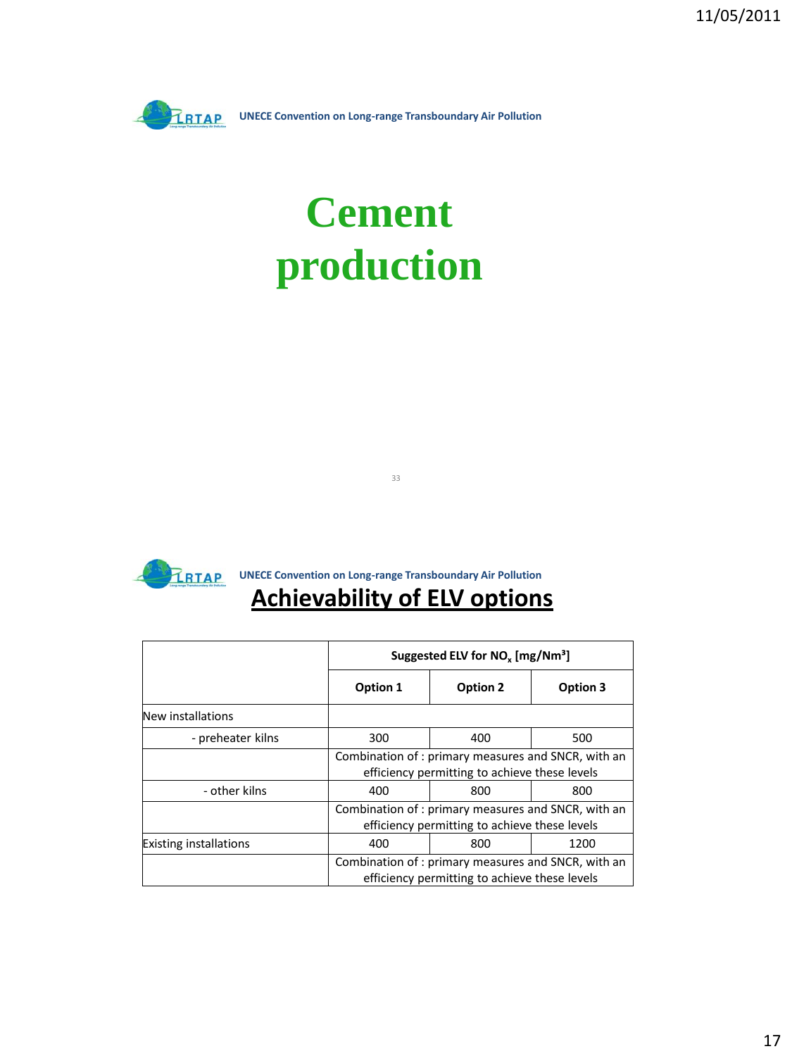UNECE Convention on Long-range Transboundary Air Pollution

# Cement production

UNECE Convention on Long-range Transboundary Air Pollution

## Achievability of ELV options

| | Suggested ELV for $NO_x$ [mg/Nm³] | | |
|---|---|---|---|
| | Option 1 | Option 2 | Option 3 |
| New installations | | | |
| - preheater kilns | 300 | 400 | 500 |
| | Combination of : primary measures and SNCR, with an efficiency permitting to achieve these levels | | |
| - other kilns | 400 | 800 | 800 |
| | Combination of : primary measures and SNCR, with an efficiency permitting to achieve these levels | | |
| Existing installations | 400 | 800 | 1200 |
| | Combination of : primary measures and SNCR, with an efficiency permitting to achieve these levels | | |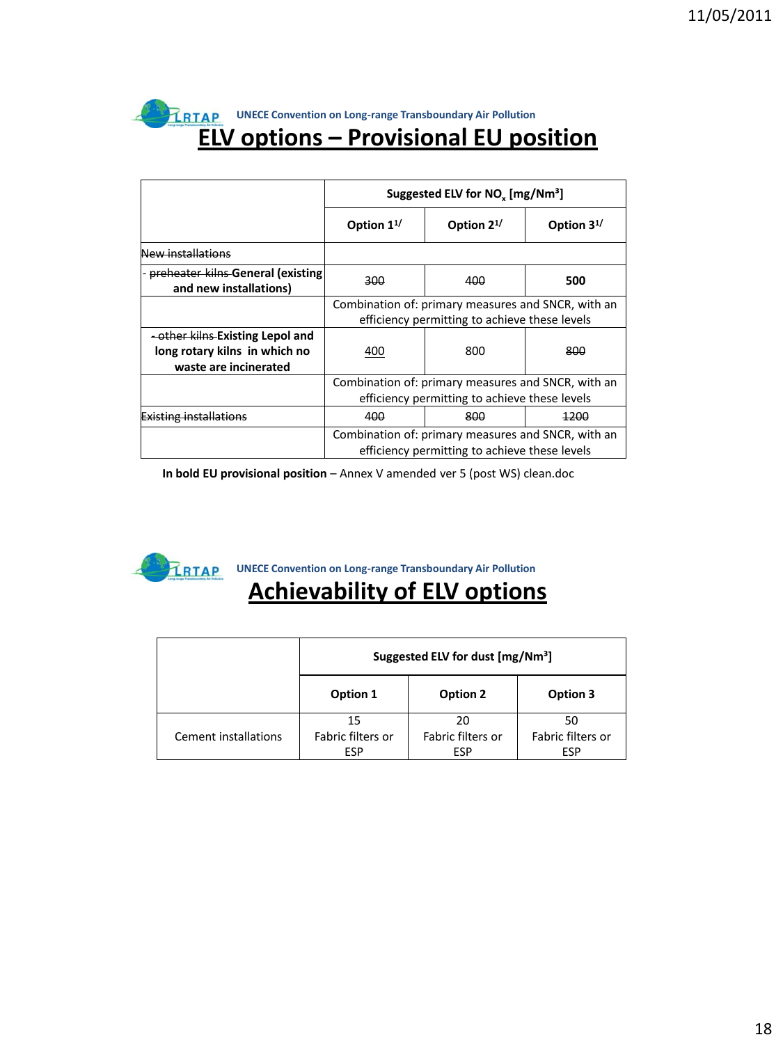UNECE Convention on Long-range Transboundary Air Pollution

# ELV options – Provisional EU position

| | Suggested ELV for $NO_x$ [mg/Nm³] | | |
|---|---|---|---|
| | Option 1[1/] | Option 2[1/] | Option 3[1/] |
| ~~New installations~~ | | | |
| - ~~preheater kilns~~ **General (existing and new installations)** | ~~300~~ | ~~400~~ | **500** |
| | Combination of: primary measures and SNCR, with an efficiency permitting to achieve these levels | | |
| ~~- other kilns~~ **Existing Lepol and long rotary kilns in which no waste are incinerated** | 400 | 800 | ~~800~~ |
| | Combination of: primary measures and SNCR, with an efficiency permitting to achieve these levels | | |
| ~~Existing installations~~ | ~~400~~ | ~~800~~ | ~~1200~~ |
| | Combination of: primary measures and SNCR, with an efficiency permitting to achieve these levels | | |

**In bold EU provisional position** – Annex V amended ver 5 (post WS) clean.doc

UNECE Convention on Long-range Transboundary Air Pollution

# Achievability of ELV options

| | Suggested ELV for dust [mg/Nm³] | | |
|---|---|---|---|
| | Option 1 | Option 2 | Option 3 |
| Cement installations | 15 Fabric filters or ESP | 20 Fabric filters or ESP | 50 Fabric filters or ESP |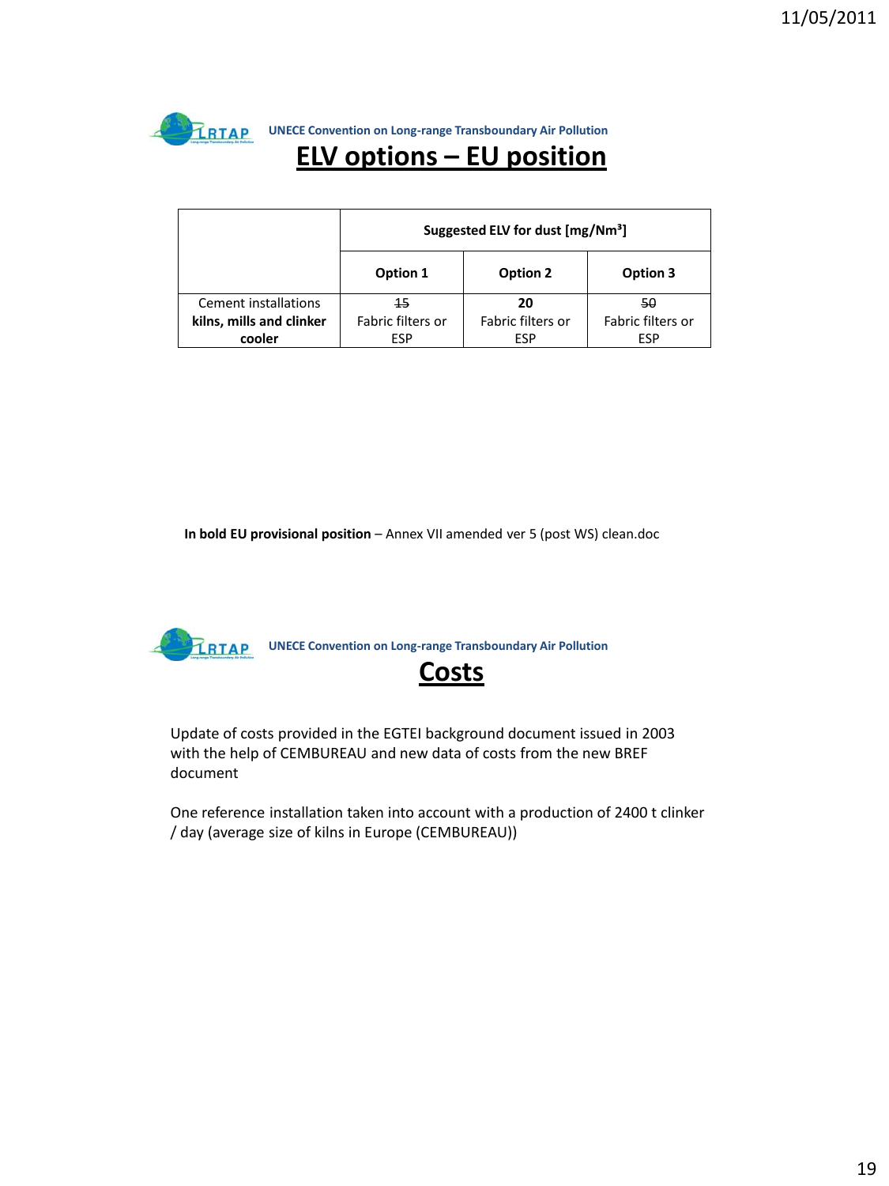UNECE Convention on Long-range Transboundary Air Pollution

# ELV options – EU position

| | Suggested ELV for dust [mg/Nm³] | | |
|---|---|---|---|
| | **Option 1** | **Option 2** | **Option 3** |
| Cement installations **kilns, mills and clinker cooler** | ~~15~~ Fabric filters or ESP | **20** Fabric filters or ESP | ~~50~~ Fabric filters or ESP |

**In bold EU provisional position** – Annex VII amended ver 5 (post WS) clean.doc

UNECE Convention on Long-range Transboundary Air Pollution

# Costs

Update of costs provided in the EGTEI background document issued in 2003 with the help of CEMBUREAU and new data of costs from the new BREF document

One reference installation taken into account with a production of 2400 t clinker / day (average size of kilns in Europe (CEMBUREAU))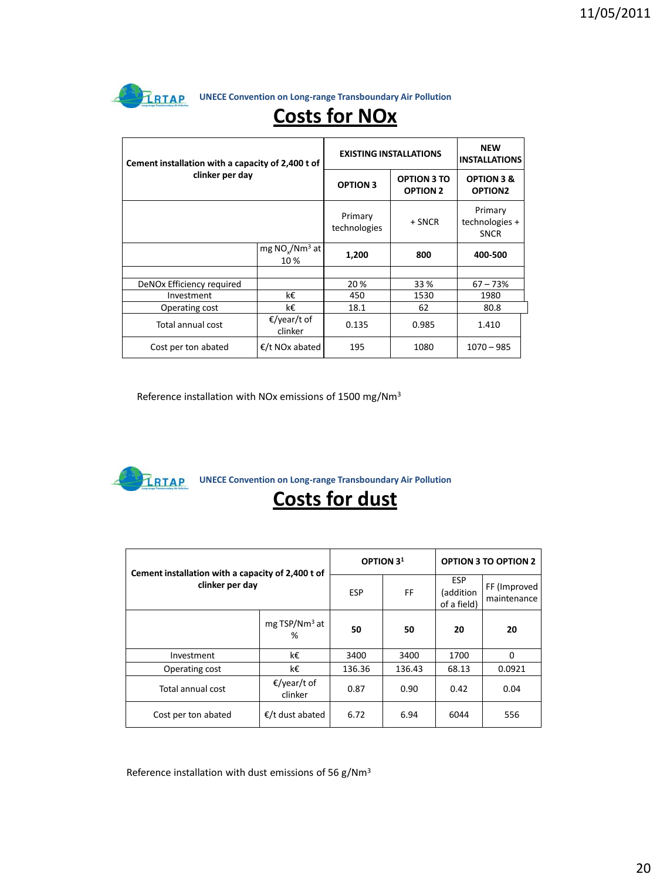UNECE Convention on Long-range Transboundary Air Pollution

# Costs for NOx

| Cement installation with a capacity of 2,400 t of clinker per day | | EXISTING INSTALLATIONS | | NEW INSTALLATIONS |
|---|---|---|---|---|
| | | OPTION 3 | OPTION 3 TO OPTION 2 | OPTION 3 & OPTION2 |
| | | Primary technologies | + SNCR | Primary technologies + SNCR |
| | mg $NO_x$/Nm$^3$ at 10 % | **1,200** | **800** | **400-500** |
| | | | | |
| DeNOx Efficiency required | | 20 % | 33 % | 67 – 73% |
| Investment | k€ | 450 | 1530 | 1980 |
| Operating cost | k€ | 18.1 | 62 | 80.8 |
| Total annual cost | €/year/t of clinker | 0.135 | 0.985 | 1.410 |
| Cost per ton abated | €/t NOx abated | 195 | 1080 | 1070 – 985 |

Reference installation with NOx emissions of 1500 mg/Nm$^3$

UNECE Convention on Long-range Transboundary Air Pollution

# Costs for dust

| Cement installation with a capacity of 2,400 t of clinker per day | | OPTION 3[1] | | OPTION 3 TO OPTION 2 | |
|---|---|---|---|---|---|
| | | ESP | FF | ESP (addition of a field) | FF (Improved maintenance |
| | mg TSP/Nm$^3$ at % | **50** | **50** | **20** | **20** |
| Investment | k€ | 3400 | 3400 | 1700 | 0 |
| Operating cost | k€ | 136.36 | 136.43 | 68.13 | 0.0921 |
| Total annual cost | €/year/t of clinker | 0.87 | 0.90 | 0.42 | 0.04 |
| Cost per ton abated | €/t dust abated | 6.72 | 6.94 | 6044 | 556 |

Reference installation with dust emissions of 56 g/Nm$^3$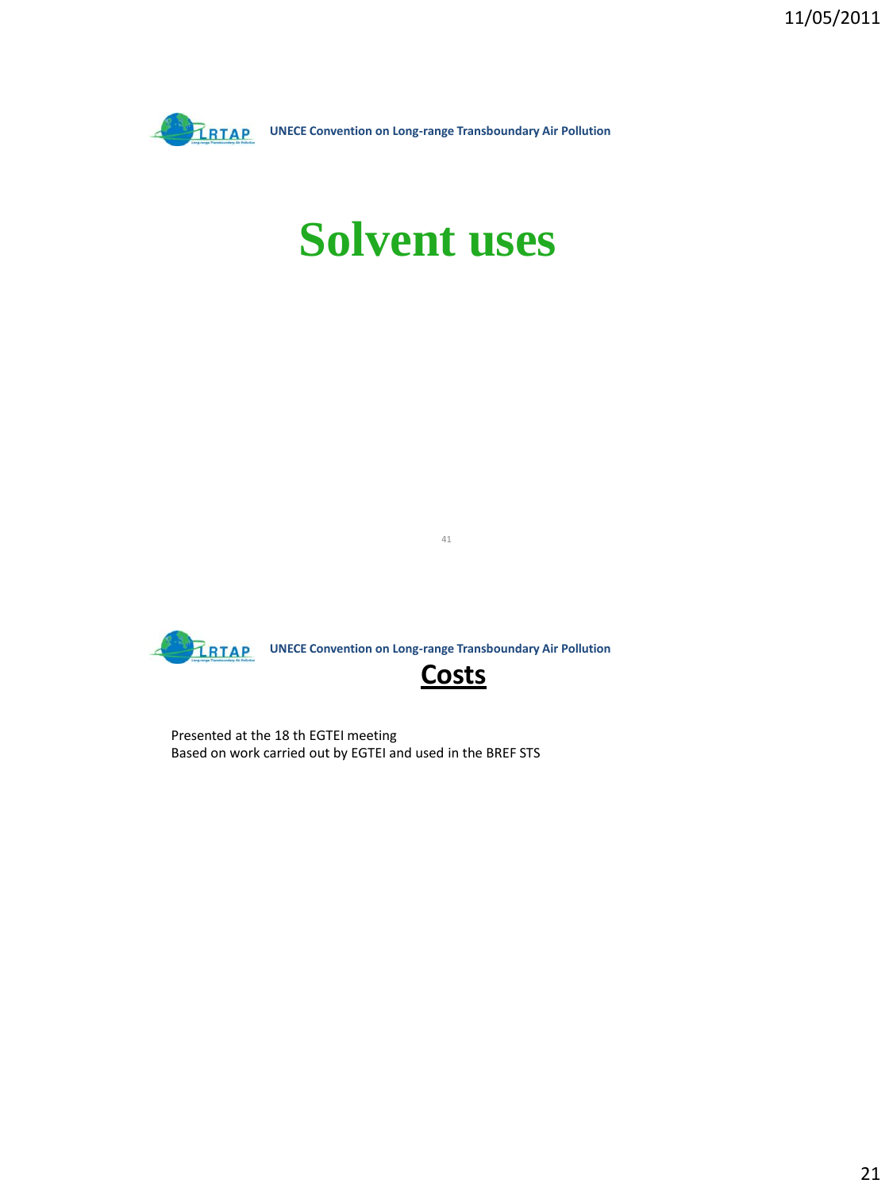UNECE Convention on Long-range Transboundary Air Pollution

# Solvent uses

UNECE Convention on Long-range Transboundary Air Pollution

## Costs

Presented at the 18 th EGTEI meeting
Based on work carried out by EGTEI and used in the BREF STS